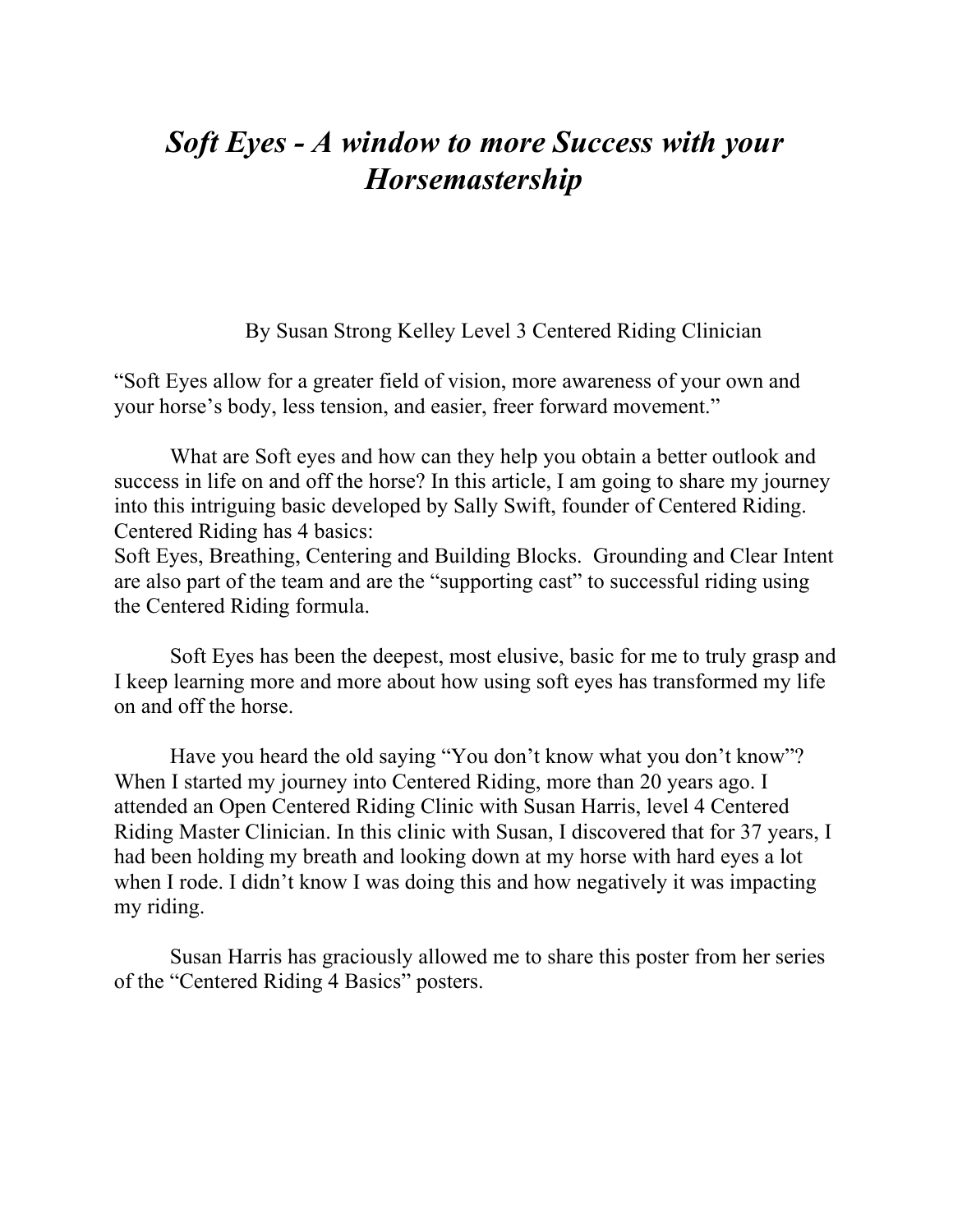# *Soft Eyes - A window to more Success with your Horsemastership*

By Susan Strong Kelley Level 3 Centered Riding Clinician

"Soft Eyes allow for a greater field of vision, more awareness of your own and your horse's body, less tension, and easier, freer forward movement."

What are Soft eyes and how can they help you obtain a better outlook and success in life on and off the horse? In this article, I am going to share my journey into this intriguing basic developed by Sally Swift, founder of Centered Riding. Centered Riding has 4 basics:
Soft Eyes, Breathing, Centering and Building Blocks. Grounding and Clear Intent are also part of the team and are the "supporting cast" to successful riding using the Centered Riding formula.

Soft Eyes has been the deepest, most elusive, basic for me to truly grasp and I keep learning more and more about how using soft eyes has transformed my life on and off the horse.

Have you heard the old saying "You don't know what you don't know"? When I started my journey into Centered Riding, more than 20 years ago. I attended an Open Centered Riding Clinic with Susan Harris, level 4 Centered Riding Master Clinician. In this clinic with Susan, I discovered that for 37 years, I had been holding my breath and looking down at my horse with hard eyes a lot when I rode. I didn't know I was doing this and how negatively it was impacting my riding.

Susan Harris has graciously allowed me to share this poster from her series of the "Centered Riding 4 Basics" posters.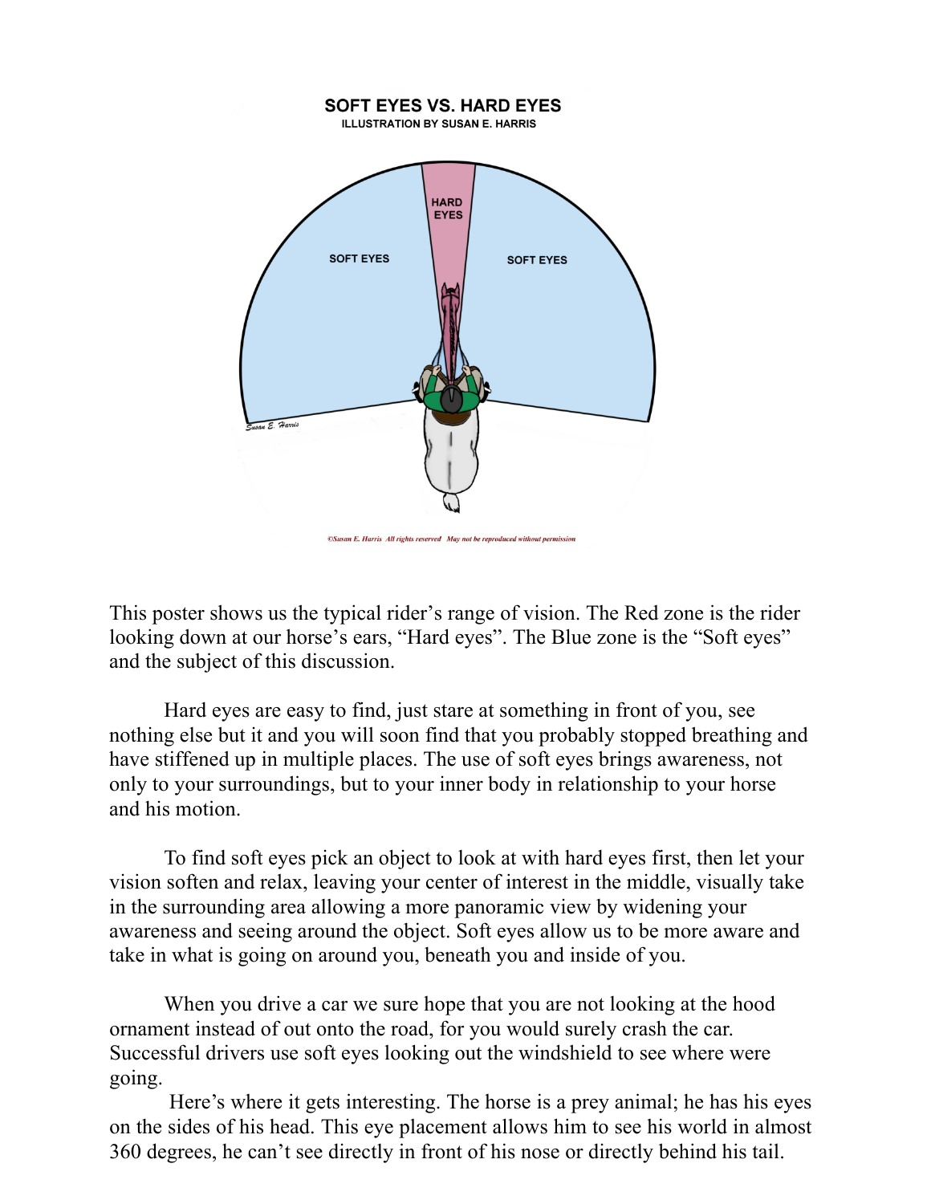**SOFT EYES VS. HARD EYES**

**ILLUSTRATION BY SUSAN E. HARRIS**

HARD EYES

SOFT EYES

SOFT EYES

Susan E. Harris

©Susan E. Harris All rights reserved May not be reproduced without permission

This poster shows us the typical rider's range of vision. The Red zone is the rider looking down at our horse's ears, "Hard eyes". The Blue zone is the "Soft eyes" and the subject of this discussion.

Hard eyes are easy to find, just stare at something in front of you, see nothing else but it and you will soon find that you probably stopped breathing and have stiffened up in multiple places. The use of soft eyes brings awareness, not only to your surroundings, but to your inner body in relationship to your horse and his motion.

To find soft eyes pick an object to look at with hard eyes first, then let your vision soften and relax, leaving your center of interest in the middle, visually take in the surrounding area allowing a more panoramic view by widening your awareness and seeing around the object. Soft eyes allow us to be more aware and take in what is going on around you, beneath you and inside of you.

When you drive a car we sure hope that you are not looking at the hood ornament instead of out onto the road, for you would surely crash the car. Successful drivers use soft eyes looking out the windshield to see where were going.

Here's where it gets interesting. The horse is a prey animal; he has his eyes on the sides of his head. This eye placement allows him to see his world in almost 360 degrees, he can't see directly in front of his nose or directly behind his tail.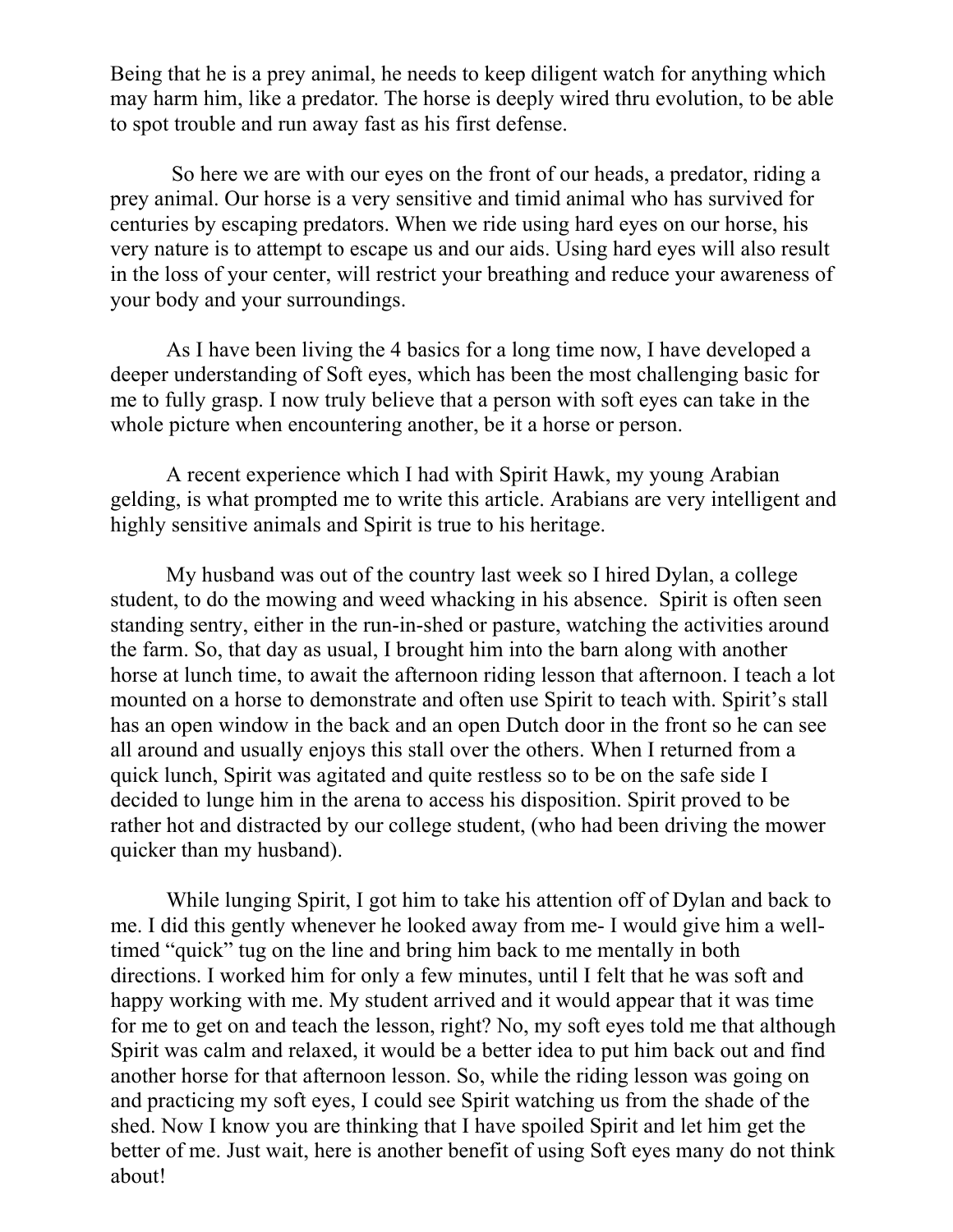Being that he is a prey animal, he needs to keep diligent watch for anything which may harm him, like a predator. The horse is deeply wired thru evolution, to be able to spot trouble and run away fast as his first defense.

So here we are with our eyes on the front of our heads, a predator, riding a prey animal. Our horse is a very sensitive and timid animal who has survived for centuries by escaping predators. When we ride using hard eyes on our horse, his very nature is to attempt to escape us and our aids. Using hard eyes will also result in the loss of your center, will restrict your breathing and reduce your awareness of your body and your surroundings.

As I have been living the 4 basics for a long time now, I have developed a deeper understanding of Soft eyes, which has been the most challenging basic for me to fully grasp. I now truly believe that a person with soft eyes can take in the whole picture when encountering another, be it a horse or person.

A recent experience which I had with Spirit Hawk, my young Arabian gelding, is what prompted me to write this article. Arabians are very intelligent and highly sensitive animals and Spirit is true to his heritage.

My husband was out of the country last week so I hired Dylan, a college student, to do the mowing and weed whacking in his absence. Spirit is often seen standing sentry, either in the run-in-shed or pasture, watching the activities around the farm. So, that day as usual, I brought him into the barn along with another horse at lunch time, to await the afternoon riding lesson that afternoon. I teach a lot mounted on a horse to demonstrate and often use Spirit to teach with. Spirit's stall has an open window in the back and an open Dutch door in the front so he can see all around and usually enjoys this stall over the others. When I returned from a quick lunch, Spirit was agitated and quite restless so to be on the safe side I decided to lunge him in the arena to access his disposition. Spirit proved to be rather hot and distracted by our college student, (who had been driving the mower quicker than my husband).

While lunging Spirit, I got him to take his attention off of Dylan and back to me. I did this gently whenever he looked away from me- I would give him a well-timed "quick" tug on the line and bring him back to me mentally in both directions. I worked him for only a few minutes, until I felt that he was soft and happy working with me. My student arrived and it would appear that it was time for me to get on and teach the lesson, right? No, my soft eyes told me that although Spirit was calm and relaxed, it would be a better idea to put him back out and find another horse for that afternoon lesson. So, while the riding lesson was going on and practicing my soft eyes, I could see Spirit watching us from the shade of the shed. Now I know you are thinking that I have spoiled Spirit and let him get the better of me. Just wait, here is another benefit of using Soft eyes many do not think about!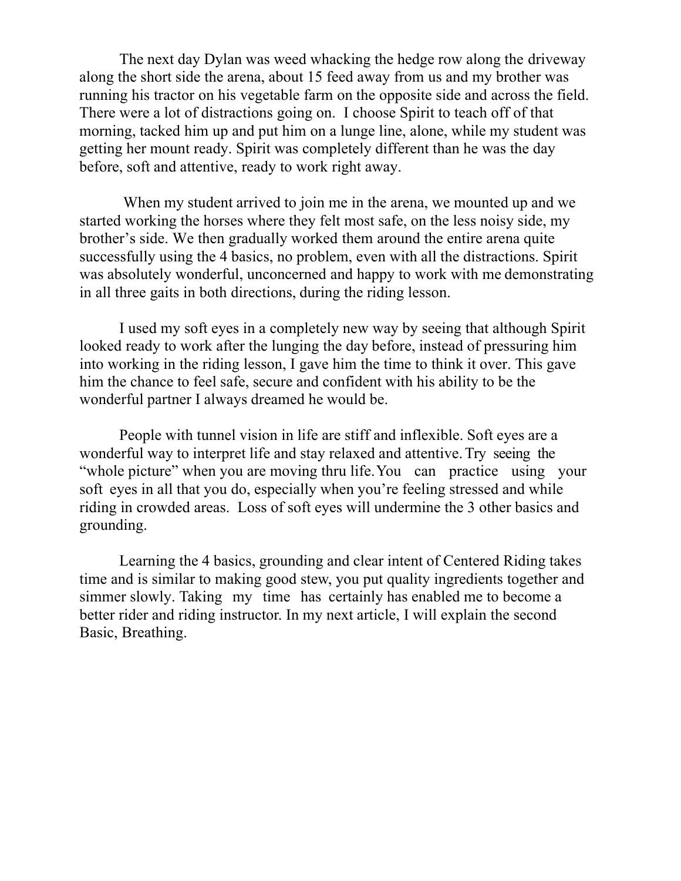The next day Dylan was weed whacking the hedge row along the driveway along the short side the arena, about 15 feed away from us and my brother was running his tractor on his vegetable farm on the opposite side and across the field. There were a lot of distractions going on. I choose Spirit to teach off of that morning, tacked him up and put him on a lunge line, alone, while my student was getting her mount ready. Spirit was completely different than he was the day before, soft and attentive, ready to work right away.

When my student arrived to join me in the arena, we mounted up and we started working the horses where they felt most safe, on the less noisy side, my brother's side. We then gradually worked them around the entire arena quite successfully using the 4 basics, no problem, even with all the distractions. Spirit was absolutely wonderful, unconcerned and happy to work with me demonstrating in all three gaits in both directions, during the riding lesson.

I used my soft eyes in a completely new way by seeing that although Spirit looked ready to work after the lunging the day before, instead of pressuring him into working in the riding lesson, I gave him the time to think it over. This gave him the chance to feel safe, secure and confident with his ability to be the wonderful partner I always dreamed he would be.

People with tunnel vision in life are stiff and inflexible. Soft eyes are a wonderful way to interpret life and stay relaxed and attentive. Try seeing the "whole picture" when you are moving thru life. You can practice using your soft eyes in all that you do, especially when you're feeling stressed and while riding in crowded areas. Loss of soft eyes will undermine the 3 other basics and grounding.

Learning the 4 basics, grounding and clear intent of Centered Riding takes time and is similar to making good stew, you put quality ingredients together and simmer slowly. Taking my time has certainly has enabled me to become a better rider and riding instructor. In my next article, I will explain the second Basic, Breathing.